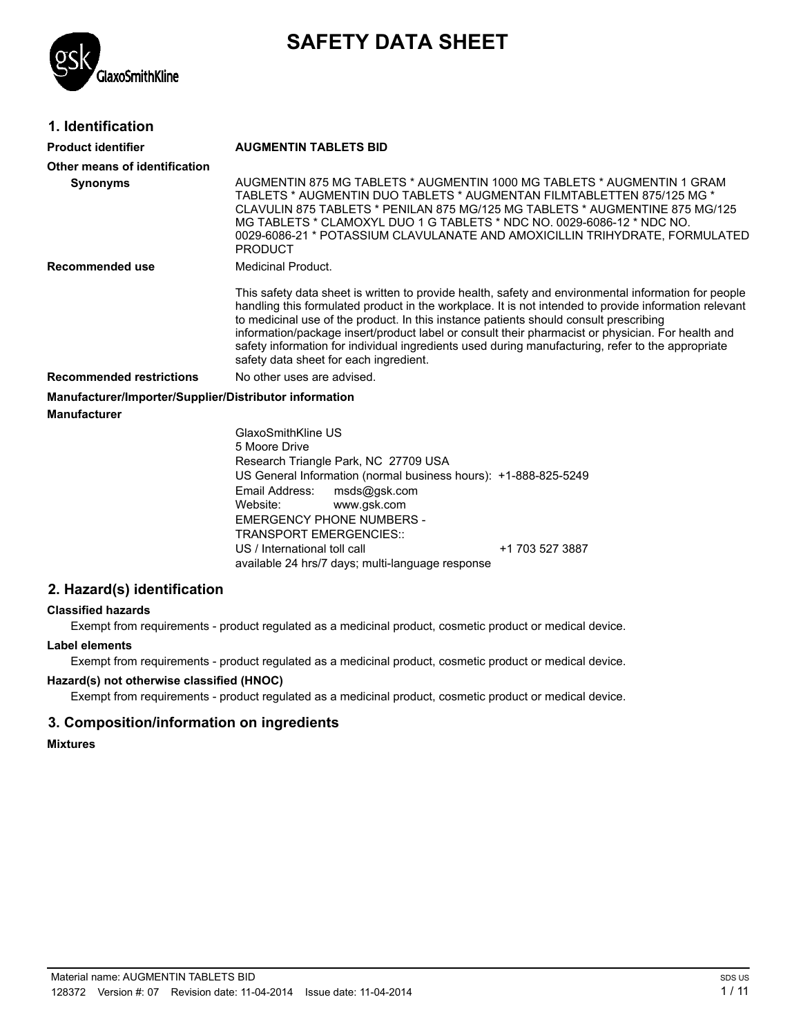# SAFETY DATA SHEET

## 1. Identification

**Product identifier** **AUGMENTIN TABLETS BID**

**Other means of identification**

**Synonyms** AUGMENTIN 875 MG TABLETS * AUGMENTIN 1000 MG TABLETS * AUGMENTIN 1 GRAM TABLETS * AUGMENTIN DUO TABLETS * AUGMENTAN FILMTABLETTEN 875/125 MG * CLAVULIN 875 TABLETS * PENILAN 875 MG/125 MG TABLETS * AUGMENTINE 875 MG/125 MG TABLETS * CLAMOXYL DUO 1 G TABLETS * NDC NO. 0029-6086-12 * NDC NO. 0029-6086-21 * POTASSIUM CLAVULANATE AND AMOXICILLIN TRIHYDRATE, FORMULATED PRODUCT

**Recommended use** Medicinal Product.

This safety data sheet is written to provide health, safety and environmental information for people handling this formulated product in the workplace. It is not intended to provide information relevant to medicinal use of the product. In this instance patients should consult prescribing information/package insert/product label or consult their pharmacist or physician. For health and safety information for individual ingredients used during manufacturing, refer to the appropriate safety data sheet for each ingredient.

**Recommended restrictions** No other uses are advised.

**Manufacturer/Importer/Supplier/Distributor information**

**Manufacturer**

GlaxoSmithKline US
5 Moore Drive
Research Triangle Park, NC 27709 USA
US General Information (normal business hours): +1-888-825-5249
Email Address: msds@gsk.com
Website: www.gsk.com
EMERGENCY PHONE NUMBERS -
TRANSPORT EMERGENCIES::
US / International toll call +1 703 527 3887
available 24 hrs/7 days; multi-language response

## 2. Hazard(s) identification

**Classified hazards**

Exempt from requirements - product regulated as a medicinal product, cosmetic product or medical device.

**Label elements**

Exempt from requirements - product regulated as a medicinal product, cosmetic product or medical device.

**Hazard(s) not otherwise classified (HNOC)**

Exempt from requirements - product regulated as a medicinal product, cosmetic product or medical device.

## 3. Composition/information on ingredients

**Mixtures**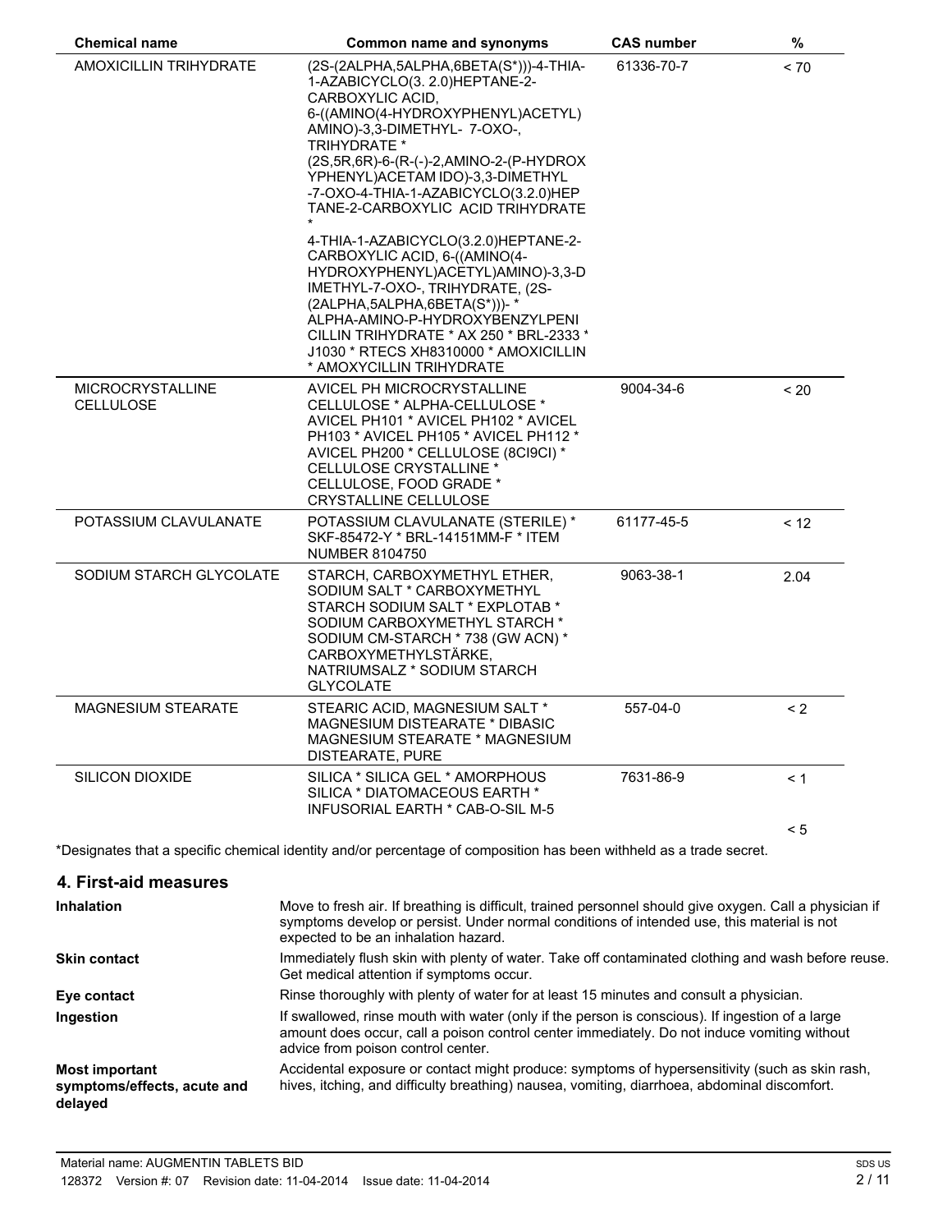| Chemical name | Common name and synonyms | CAS number | % |
|---|---|---|---|
| AMOXICILLIN TRIHYDRATE | (2S-(2ALPHA,5ALPHA,6BETA(S*)))-4-THIA-1-AZABICYCLO(3. 2.0)HEPTANE-2-CARBOXYLIC ACID, 6-((AMINO(4-HYDROXYPHENYL)ACETYL) AMINO)-3,3-DIMETHYL- 7-OXO-, TRIHYDRATE * (2S,5R,6R)-6-(R-(-)-2,AMINO-2-(P-HYDROXYPHENYL)ACETAM IDO)-3,3-DIMETHYL -7-OXO-4-THIA-1-AZABICYCLO(3.2.0)HEPTANE-2-CARBOXYLIC ACID TRIHYDRATE * 4-THIA-1-AZABICYCLO(3.2.0)HEPTANE-2-CARBOXYLIC ACID, 6-((AMINO(4-HYDROXYPHENYL)ACETYL)AMINO)-3,3-DIMETHYL-7-OXO-, TRIHYDRATE, (2S-(2ALPHA,5ALPHA,6BETA(S*)))- * ALPHA-AMINO-P-HYDROXYBENZYLPENICILLIN TRIHYDRATE * AX 250 * BRL-2333 * J1030 * RTECS XH8310000 * AMOXICILLIN * AMOXYCILLIN TRIHYDRATE | 61336-70-7 | < 70 |
| MICROCRYSTALLINE CELLULOSE | AVICEL PH MICROCRYSTALLINE CELLULOSE * ALPHA-CELLULOSE * AVICEL PH101 * AVICEL PH102 * AVICEL PH103 * AVICEL PH105 * AVICEL PH112 * AVICEL PH200 * CELLULOSE (8CI9CI) * CELLULOSE CRYSTALLINE * CELLULOSE, FOOD GRADE * CRYSTALLINE CELLULOSE | 9004-34-6 | < 20 |
| POTASSIUM CLAVULANATE | POTASSIUM CLAVULANATE (STERILE) * SKF-85472-Y * BRL-14151MM-F * ITEM NUMBER 8104750 | 61177-45-5 | < 12 |
| SODIUM STARCH GLYCOLATE | STARCH, CARBOXYMETHYL ETHER, SODIUM SALT * CARBOXYMETHYL STARCH SODIUM SALT * EXPLOTAB * SODIUM CARBOXYMETHYL STARCH * SODIUM CM-STARCH * 738 (GW ACN) * CARBOXYMETHYLSTÄRKE, NATRIUMSALZ * SODIUM STARCH GLYCOLATE | 9063-38-1 | 2.04 |
| MAGNESIUM STEARATE | STEARIC ACID, MAGNESIUM SALT * MAGNESIUM DISTEARATE * DIBASIC MAGNESIUM STEARATE * MAGNESIUM DISTEARATE, PURE | 557-04-0 | < 2 |
| SILICON DIOXIDE | SILICA * SILICA GEL * AMORPHOUS SILICA * DIATOMACEOUS EARTH * INFUSORIAL EARTH * CAB-O-SIL M-5 | 7631-86-9 | < 1 |
| | | | < 5 |

*Designates that a specific chemical identity and/or percentage of composition has been withheld as a trade secret.

## 4. First-aid measures

**Inhalation** Move to fresh air. If breathing is difficult, trained personnel should give oxygen. Call a physician if symptoms develop or persist. Under normal conditions of intended use, this material is not expected to be an inhalation hazard.

**Skin contact** Immediately flush skin with plenty of water. Take off contaminated clothing and wash before reuse. Get medical attention if symptoms occur.

**Eye contact** Rinse thoroughly with plenty of water for at least 15 minutes and consult a physician.

**Ingestion** If swallowed, rinse mouth with water (only if the person is conscious). If ingestion of a large amount does occur, call a poison control center immediately. Do not induce vomiting without advice from poison control center.

**Most important symptoms/effects, acute and delayed** Accidental exposure or contact might produce: symptoms of hypersensitivity (such as skin rash, hives, itching, and difficulty breathing) nausea, vomiting, diarrhoea, abdominal discomfort.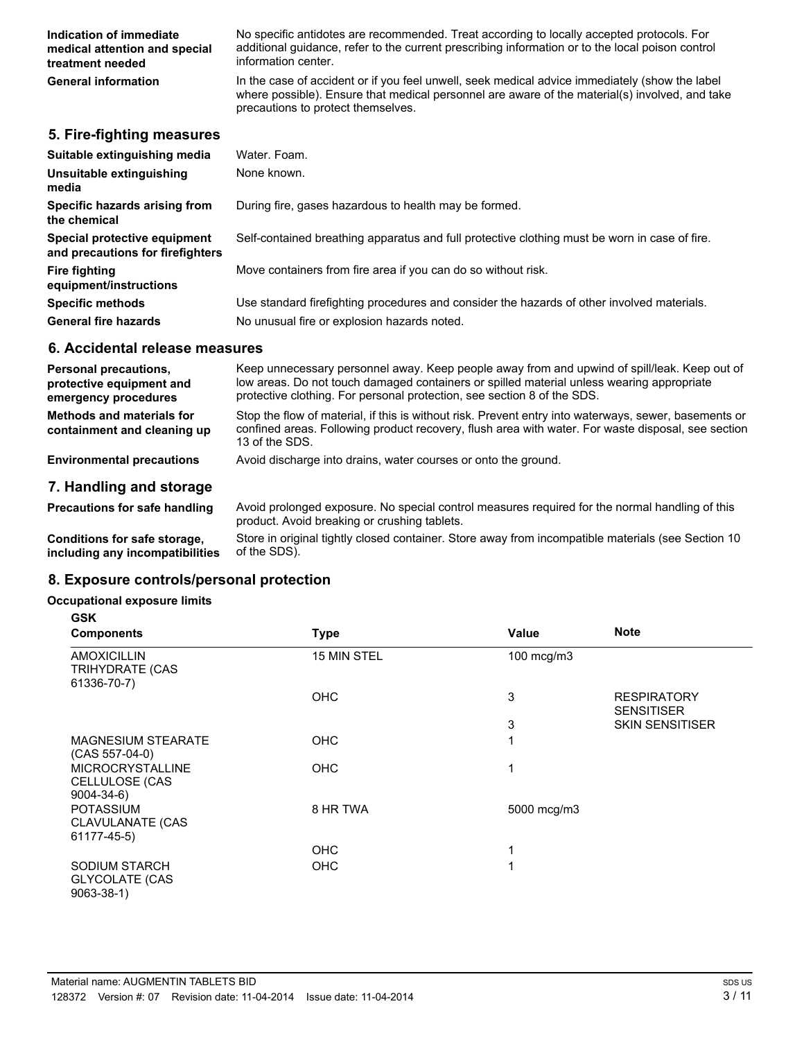| | |
|---|---|
| **Indication of immediate medical attention and special treatment needed** | No specific antidotes are recommended. Treat according to locally accepted protocols. For additional guidance, refer to the current prescribing information or to the local poison control information center. |
| **General information** | In the case of accident or if you feel unwell, seek medical advice immediately (show the label where possible). Ensure that medical personnel are aware of the material(s) involved, and take precautions to protect themselves. |

## 5. Fire-fighting measures

| | |
|---|---|
| **Suitable extinguishing media** | Water. Foam. |
| **Unsuitable extinguishing media** | None known. |
| **Specific hazards arising from the chemical** | During fire, gases hazardous to health may be formed. |
| **Special protective equipment and precautions for firefighters** | Self-contained breathing apparatus and full protective clothing must be worn in case of fire. |
| **Fire fighting equipment/instructions** | Move containers from fire area if you can do so without risk. |
| **Specific methods** | Use standard firefighting procedures and consider the hazards of other involved materials. |
| **General fire hazards** | No unusual fire or explosion hazards noted. |

## 6. Accidental release measures

| | |
|---|---|
| **Personal precautions, protective equipment and emergency procedures** | Keep unnecessary personnel away. Keep people away from and upwind of spill/leak. Keep out of low areas. Do not touch damaged containers or spilled material unless wearing appropriate protective clothing. For personal protection, see section 8 of the SDS. |
| **Methods and materials for containment and cleaning up** | Stop the flow of material, if this is without risk. Prevent entry into waterways, sewer, basements or confined areas. Following product recovery, flush area with water. For waste disposal, see section 13 of the SDS. |
| **Environmental precautions** | Avoid discharge into drains, water courses or onto the ground. |

## 7. Handling and storage

| | |
|---|---|
| **Precautions for safe handling** | Avoid prolonged exposure. No special control measures required for the normal handling of this product. Avoid breaking or crushing tablets. |
| **Conditions for safe storage, including any incompatibilities** | Store in original tightly closed container. Store away from incompatible materials (see Section 10 of the SDS). |

## 8. Exposure controls/personal protection

**Occupational exposure limits**

**GSK**

| Components | Type | Value | Note |
|---|---|---|---|
| AMOXICILLIN TRIHYDRATE (CAS 61336-70-7) | 15 MIN STEL | 100 mcg/m3 | |
| | OHC | 3 | RESPIRATORY SENSITISER |
| | | 3 | SKIN SENSITISER |
| MAGNESIUM STEARATE (CAS 557-04-0) | OHC | 1 | |
| MICROCRYSTALLINE CELLULOSE (CAS 9004-34-6) | OHC | 1 | |
| POTASSIUM CLAVULANATE (CAS 61177-45-5) | 8 HR TWA | 5000 mcg/m3 | |
| | OHC | 1 | |
| SODIUM STARCH GLYCOLATE (CAS 9063-38-1) | OHC | 1 | |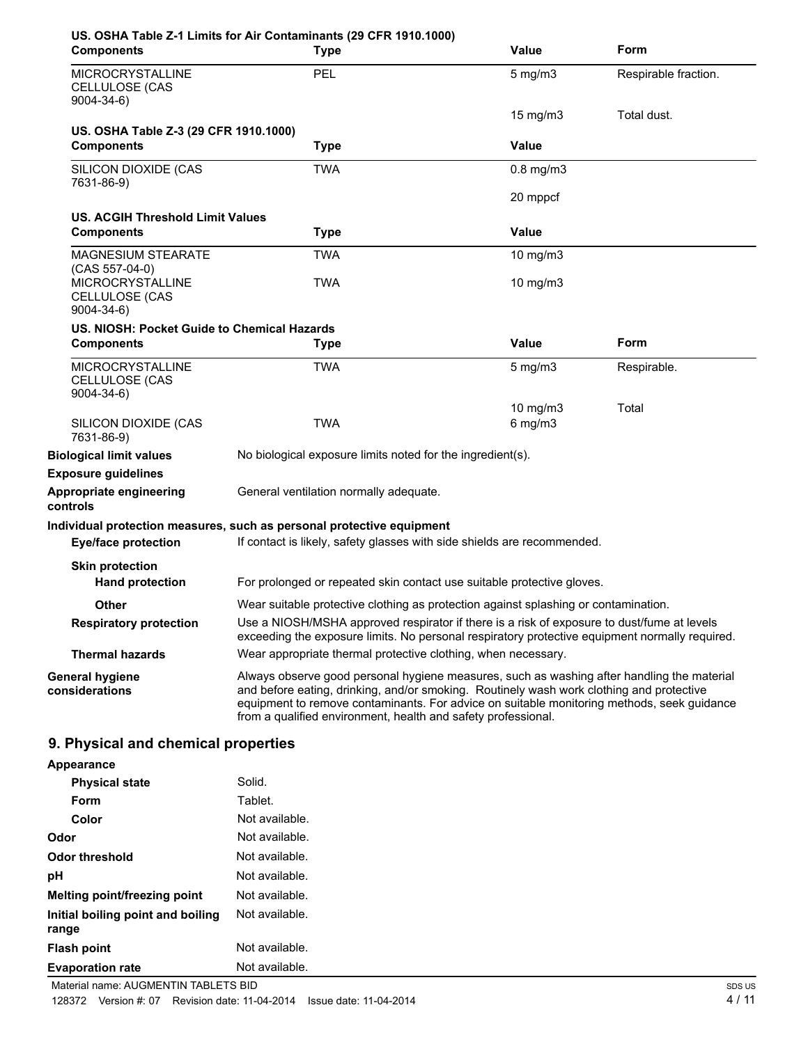**US. OSHA Table Z-1 Limits for Air Contaminants (29 CFR 1910.1000)**

| Components | Type | Value | Form |
|---|---|---|---|
| MICROCRYSTALLINE CELLULOSE (CAS 9004-34-6) | PEL | 5 mg/m3 | Respirable fraction. |
| | | 15 mg/m3 | Total dust. |

**US. OSHA Table Z-3 (29 CFR 1910.1000)**

| Components | Type | Value |
|---|---|---|
| SILICON DIOXIDE (CAS 7631-86-9) | TWA | 0.8 mg/m3 |
| | | 20 mppcf |

**US. ACGIH Threshold Limit Values**

| Components | Type | Value |
|---|---|---|
| MAGNESIUM STEARATE (CAS 557-04-0) | TWA | 10 mg/m3 |
| MICROCRYSTALLINE CELLULOSE (CAS 9004-34-6) | TWA | 10 mg/m3 |

**US. NIOSH: Pocket Guide to Chemical Hazards**

| Components | Type | Value | Form |
|---|---|---|---|
| MICROCRYSTALLINE CELLULOSE (CAS 9004-34-6) | TWA | 5 mg/m3 | Respirable. |
| | | 10 mg/m3 | Total |
| SILICON DIOXIDE (CAS 7631-86-9) | TWA | 6 mg/m3 | |

**Biological limit values** No biological exposure limits noted for the ingredient(s).

**Exposure guidelines**

**Appropriate engineering controls** General ventilation normally adequate.

**Individual protection measures, such as personal protective equipment**

**Eye/face protection** If contact is likely, safety glasses with side shields are recommended.

**Skin protection**

**Hand protection** For prolonged or repeated skin contact use suitable protective gloves.

**Other** Wear suitable protective clothing as protection against splashing or contamination.

**Respiratory protection** Use a NIOSH/MSHA approved respirator if there is a risk of exposure to dust/fume at levels exceeding the exposure limits. No personal respiratory protective equipment normally required.

**Thermal hazards** Wear appropriate thermal protective clothing, when necessary.

**General hygiene considerations** Always observe good personal hygiene measures, such as washing after handling the material and before eating, drinking, and/or smoking. Routinely wash work clothing and protective equipment to remove contaminants. For advice on suitable monitoring methods, seek guidance from a qualified environment, health and safety professional.

## 9. Physical and chemical properties

**Appearance**

| | |
|---|---|
| **Physical state** | Solid. |
| **Form** | Tablet. |
| **Color** | Not available. |
| **Odor** | Not available. |
| **Odor threshold** | Not available. |
| **pH** | Not available. |
| **Melting point/freezing point** | Not available. |
| **Initial boiling point and boiling range** | Not available. |
| **Flash point** | Not available. |
| **Evaporation rate** | Not available. |

Material name: AUGMENTIN TABLETS BID

128372 Version #: 07 Revision date: 11-04-2014 Issue date: 11-04-2014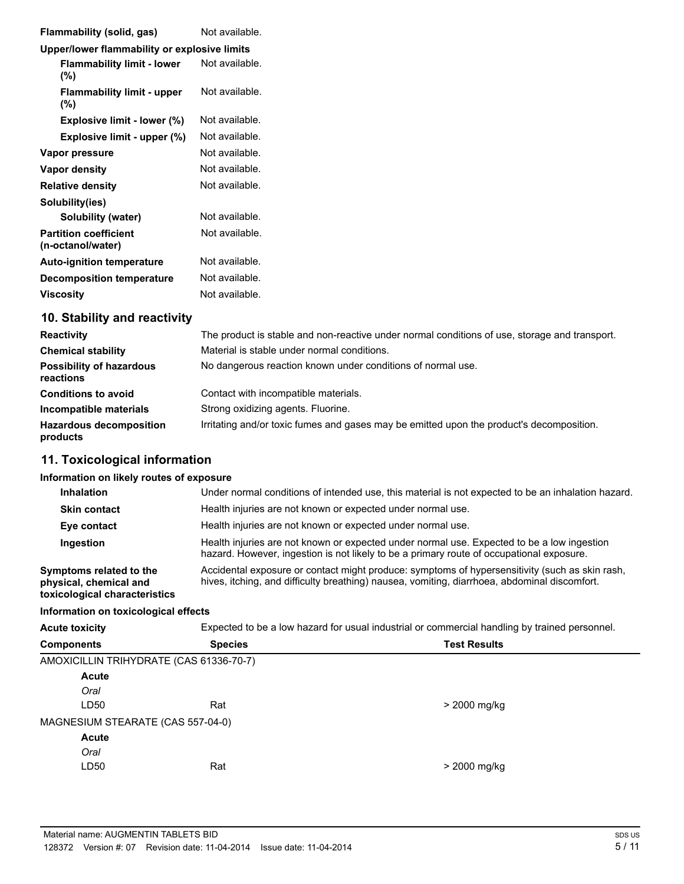| | |
|---|---|
| **Flammability (solid, gas)** | Not available. |
| **Upper/lower flammability or explosive limits** | |
| **Flammability limit - lower (%)** | Not available. |
| **Flammability limit - upper (%)** | Not available. |
| **Explosive limit - lower (%)** | Not available. |
| **Explosive limit - upper (%)** | Not available. |
| **Vapor pressure** | Not available. |
| **Vapor density** | Not available. |
| **Relative density** | Not available. |
| **Solubility(ies)** | |
| **Solubility (water)** | Not available. |
| **Partition coefficient (n-octanol/water)** | Not available. |
| **Auto-ignition temperature** | Not available. |
| **Decomposition temperature** | Not available. |
| **Viscosity** | Not available. |

## 10. Stability and reactivity

| | |
|---|---|
| **Reactivity** | The product is stable and non-reactive under normal conditions of use, storage and transport. |
| **Chemical stability** | Material is stable under normal conditions. |
| **Possibility of hazardous reactions** | No dangerous reaction known under conditions of normal use. |
| **Conditions to avoid** | Contact with incompatible materials. |
| **Incompatible materials** | Strong oxidizing agents. Fluorine. |
| **Hazardous decomposition products** | Irritating and/or toxic fumes and gases may be emitted upon the product's decomposition. |

## 11. Toxicological information

**Information on likely routes of exposure**

| | |
|---|---|
| **Inhalation** | Under normal conditions of intended use, this material is not expected to be an inhalation hazard. |
| **Skin contact** | Health injuries are not known or expected under normal use. |
| **Eye contact** | Health injuries are not known or expected under normal use. |
| **Ingestion** | Health injuries are not known or expected under normal use. Expected to be a low ingestion hazard. However, ingestion is not likely to be a primary route of occupational exposure. |
| **Symptoms related to the physical, chemical and toxicological characteristics** | Accidental exposure or contact might produce: symptoms of hypersensitivity (such as skin rash, hives, itching, and difficulty breathing) nausea, vomiting, diarrhoea, abdominal discomfort. |

**Information on toxicological effects**

**Acute toxicity** Expected to be a low hazard for usual industrial or commercial handling by trained personnel.

| Components | Species | Test Results |
|---|---|---|
| AMOXICILLIN TRIHYDRATE (CAS 61336-70-7) | | |
| **Acute** | | |
| *Oral* | | |
| LD50 | Rat | > 2000 mg/kg |
| MAGNESIUM STEARATE (CAS 557-04-0) | | |
| **Acute** | | |
| *Oral* | | |
| LD50 | Rat | > 2000 mg/kg |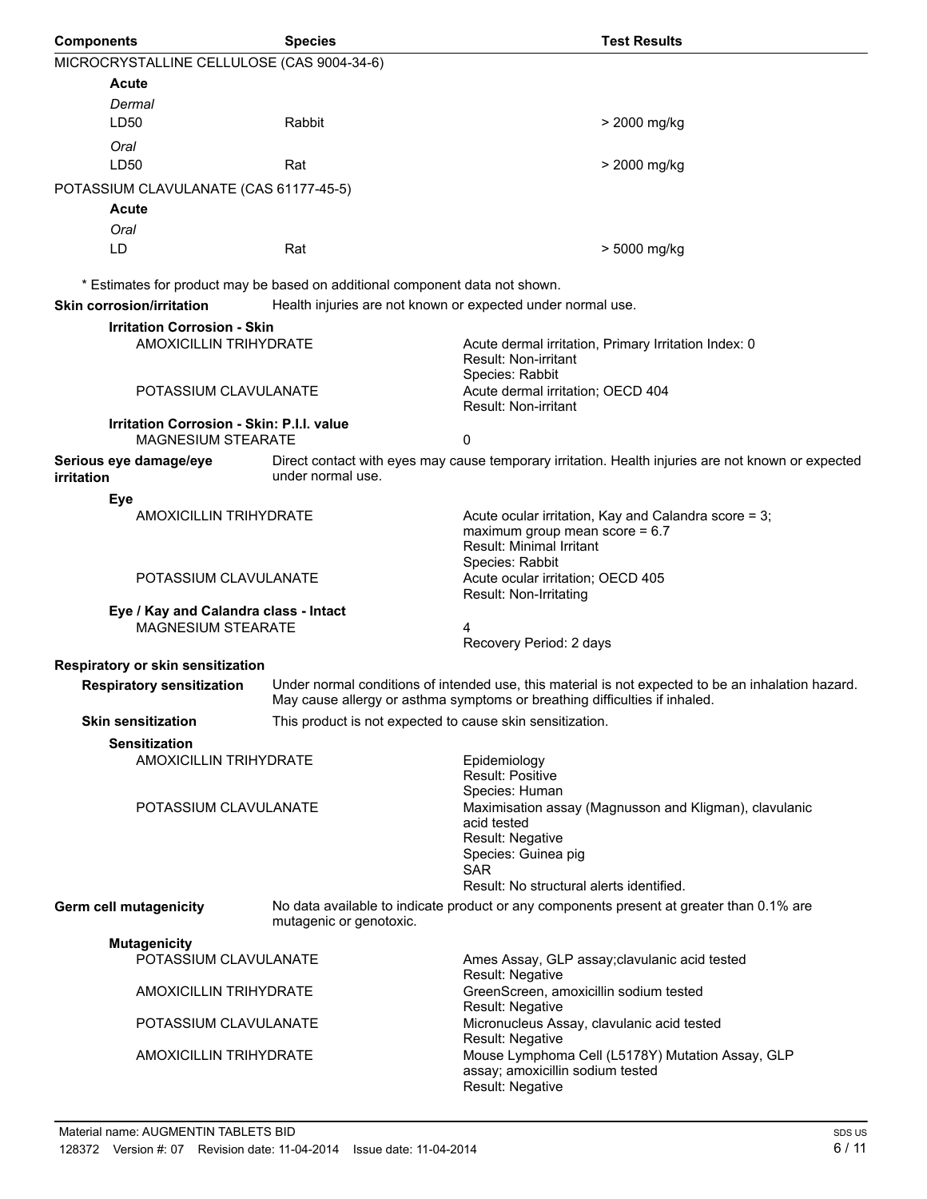| Components | Species | Test Results |
|---|---|---|
| MICROCRYSTALLINE CELLULOSE (CAS 9004-34-6) | | |
| **Acute** | | |
| *Dermal* | | |
| LD50 | Rabbit | > 2000 mg/kg |
| *Oral* | | |
| LD50 | Rat | > 2000 mg/kg |
| POTASSIUM CLAVULANATE (CAS 61177-45-5) | | |
| **Acute** | | |
| *Oral* | | |
| LD | Rat | > 5000 mg/kg |

* Estimates for product may be based on additional component data not shown.

**Skin corrosion/irritation** Health injuries are not known or expected under normal use.

**Irritation Corrosion - Skin**

| | |
|---|---|
| AMOXICILLIN TRIHYDRATE | Acute dermal irritation, Primary Irritation Index: 0<br>Result: Non-irritant<br>Species: Rabbit |
| POTASSIUM CLAVULANATE | Acute dermal irritation; OECD 404<br>Result: Non-irritant |

**Irritation Corrosion - Skin: P.I.I. value**

| | |
|---|---|
| MAGNESIUM STEARATE | 0 |

**Serious eye damage/eye irritation** Direct contact with eyes may cause temporary irritation. Health injuries are not known or expected under normal use.

**Eye**

| | |
|---|---|
| AMOXICILLIN TRIHYDRATE | Acute ocular irritation, Kay and Calandra score = 3; maximum group mean score = 6.7<br>Result: Minimal Irritant<br>Species: Rabbit |
| POTASSIUM CLAVULANATE | Acute ocular irritation; OECD 405<br>Result: Non-Irritating |

**Eye / Kay and Calandra class - Intact**

| | |
|---|---|
| MAGNESIUM STEARATE | 4<br>Recovery Period: 2 days |

**Respiratory or skin sensitization**

**Respiratory sensitization** Under normal conditions of intended use, this material is not expected to be an inhalation hazard. May cause allergy or asthma symptoms or breathing difficulties if inhaled.

**Skin sensitization** This product is not expected to cause skin sensitization.

**Sensitization**

| | |
|---|---|
| AMOXICILLIN TRIHYDRATE | Epidemiology<br>Result: Positive<br>Species: Human |
| POTASSIUM CLAVULANATE | Maximisation assay (Magnusson and Kligman), clavulanic acid tested<br>Result: Negative<br>Species: Guinea pig<br>SAR<br>Result: No structural alerts identified. |

**Germ cell mutagenicity** No data available to indicate product or any components present at greater than 0.1% are mutagenic or genotoxic.

**Mutagenicity**

| | |
|---|---|
| POTASSIUM CLAVULANATE | Ames Assay, GLP assay;clavulanic acid tested<br>Result: Negative |
| AMOXICILLIN TRIHYDRATE | GreenScreen, amoxicillin sodium tested<br>Result: Negative |
| POTASSIUM CLAVULANATE | Micronucleus Assay, clavulanic acid tested<br>Result: Negative |
| AMOXICILLIN TRIHYDRATE | Mouse Lymphoma Cell (L5178Y) Mutation Assay, GLP assay; amoxicillin sodium tested<br>Result: Negative |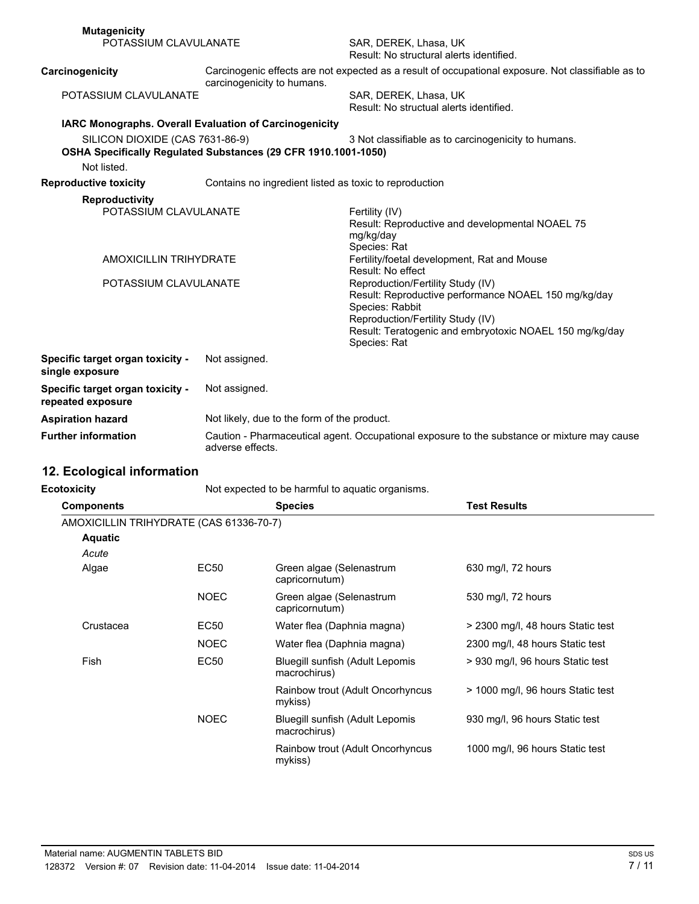**Mutagenicity**

POTASSIUM CLAVULANATE — SAR, DEREK, Lhasa, UK
Result: No structural alerts identified.

**Carcinogenicity** — Carcinogenic effects are not expected as a result of occupational exposure. Not classifiable as to carcinogenicity to humans.

POTASSIUM CLAVULANATE — SAR, DEREK, Lhasa, UK
Result: No structual alerts identified.

**IARC Monographs. Overall Evaluation of Carcinogenicity**

SILICON DIOXIDE (CAS 7631-86-9) — 3 Not classifiable as to carcinogenicity to humans.

**OSHA Specifically Regulated Substances (29 CFR 1910.1001-1050)**

Not listed.

**Reproductive toxicity** — Contains no ingredient listed as toxic to reproduction

**Reproductivity**

POTASSIUM CLAVULANATE — Fertility (IV)
Result: Reproductive and developmental NOAEL 75 mg/kg/day
Species: Rat

AMOXICILLIN TRIHYDRATE — Fertility/foetal development, Rat and Mouse
Result: No effect

POTASSIUM CLAVULANATE — Reproduction/Fertility Study (IV)
Result: Reproductive performance NOAEL 150 mg/kg/day
Species: Rabbit
Reproduction/Fertility Study (IV)
Result: Teratogenic and embryotoxic NOAEL 150 mg/kg/day
Species: Rat

**Specific target organ toxicity - single exposure** — Not assigned.

**Specific target organ toxicity - repeated exposure** — Not assigned.

**Aspiration hazard** — Not likely, due to the form of the product.

**Further information** — Caution - Pharmaceutical agent. Occupational exposure to the substance or mixture may cause adverse effects.

## 12. Ecological information

**Ecotoxicity** — Not expected to be harmful to aquatic organisms.

| Components | | Species | Test Results |
|---|---|---|---|
| AMOXICILLIN TRIHYDRATE (CAS 61336-70-7) | | | |
| **Aquatic** | | | |
| *Acute* | | | |
| Algae | EC50 | Green algae (Selenastrum capricornutum) | 630 mg/l, 72 hours |
| | NOEC | Green algae (Selenastrum capricornutum) | 530 mg/l, 72 hours |
| Crustacea | EC50 | Water flea (Daphnia magna) | > 2300 mg/l, 48 hours Static test |
| | NOEC | Water flea (Daphnia magna) | 2300 mg/l, 48 hours Static test |
| Fish | EC50 | Bluegill sunfish (Adult Lepomis macrochirus) | > 930 mg/l, 96 hours Static test |
| | | Rainbow trout (Adult Oncorhyncus mykiss) | > 1000 mg/l, 96 hours Static test |
| | NOEC | Bluegill sunfish (Adult Lepomis macrochirus) | 930 mg/l, 96 hours Static test |
| | | Rainbow trout (Adult Oncorhyncus mykiss) | 1000 mg/l, 96 hours Static test |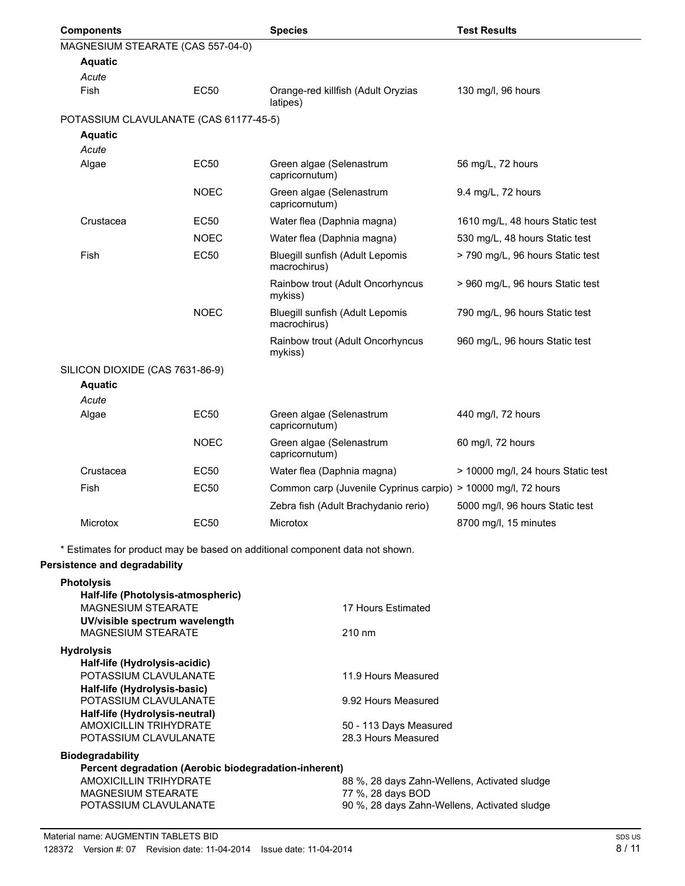| Components | | Species | Test Results |
| --- | --- | --- | --- |
| MAGNESIUM STEARATE (CAS 557-04-0) | | | |
| **Aquatic** | | | |
| *Acute* | | | |
| Fish | EC50 | Orange-red killfish (Adult Oryzias latipes) | 130 mg/l, 96 hours |
| POTASSIUM CLAVULANATE (CAS 61177-45-5) | | | |
| **Aquatic** | | | |
| *Acute* | | | |
| Algae | EC50 | Green algae (Selenastrum capricornutum) | 56 mg/L, 72 hours |
| | NOEC | Green algae (Selenastrum capricornutum) | 9.4 mg/L, 72 hours |
| Crustacea | EC50 | Water flea (Daphnia magna) | 1610 mg/L, 48 hours Static test |
| | NOEC | Water flea (Daphnia magna) | 530 mg/L, 48 hours Static test |
| Fish | EC50 | Bluegill sunfish (Adult Lepomis macrochirus) | > 790 mg/L, 96 hours Static test |
| | | Rainbow trout (Adult Oncorhyncus mykiss) | > 960 mg/L, 96 hours Static test |
| | NOEC | Bluegill sunfish (Adult Lepomis macrochirus) | 790 mg/L, 96 hours Static test |
| | | Rainbow trout (Adult Oncorhyncus mykiss) | 960 mg/L, 96 hours Static test |
| SILICON DIOXIDE (CAS 7631-86-9) | | | |
| **Aquatic** | | | |
| *Acute* | | | |
| Algae | EC50 | Green algae (Selenastrum capricornutum) | 440 mg/l, 72 hours |
| | NOEC | Green algae (Selenastrum capricornutum) | 60 mg/l, 72 hours |
| Crustacea | EC50 | Water flea (Daphnia magna) | > 10000 mg/l, 24 hours Static test |
| Fish | EC50 | Common carp (Juvenile Cyprinus carpio) | > 10000 mg/l, 72 hours |
| | | Zebra fish (Adult Brachydanio rerio) | 5000 mg/l, 96 hours Static test |
| Microtox | EC50 | Microtox | 8700 mg/l, 15 minutes |

\* Estimates for product may be based on additional component data not shown.

**Persistence and degradability**

**Photolysis**

**Half-life (Photolysis-atmospheric)**

| | |
| --- | --- |
| MAGNESIUM STEARATE | 17 Hours Estimated |

**UV/visible spectrum wavelength**

| | |
| --- | --- |
| MAGNESIUM STEARATE | 210 nm |

**Hydrolysis**

**Half-life (Hydrolysis-acidic)**

| | |
| --- | --- |
| POTASSIUM CLAVULANATE | 11.9 Hours Measured |

**Half-life (Hydrolysis-basic)**

| | |
| --- | --- |
| POTASSIUM CLAVULANATE | 9.92 Hours Measured |

**Half-life (Hydrolysis-neutral)**

| | |
| --- | --- |
| AMOXICILLIN TRIHYDRATE | 50 - 113 Days Measured |
| POTASSIUM CLAVULANATE | 28.3 Hours Measured |

**Biodegradability**

**Percent degradation (Aerobic biodegradation-inherent)**

| | |
| --- | --- |
| AMOXICILLIN TRIHYDRATE | 88 %, 28 days Zahn-Wellens, Activated sludge |
| MAGNESIUM STEARATE | 77 %, 28 days BOD |
| POTASSIUM CLAVULANATE | 90 %, 28 days Zahn-Wellens, Activated sludge |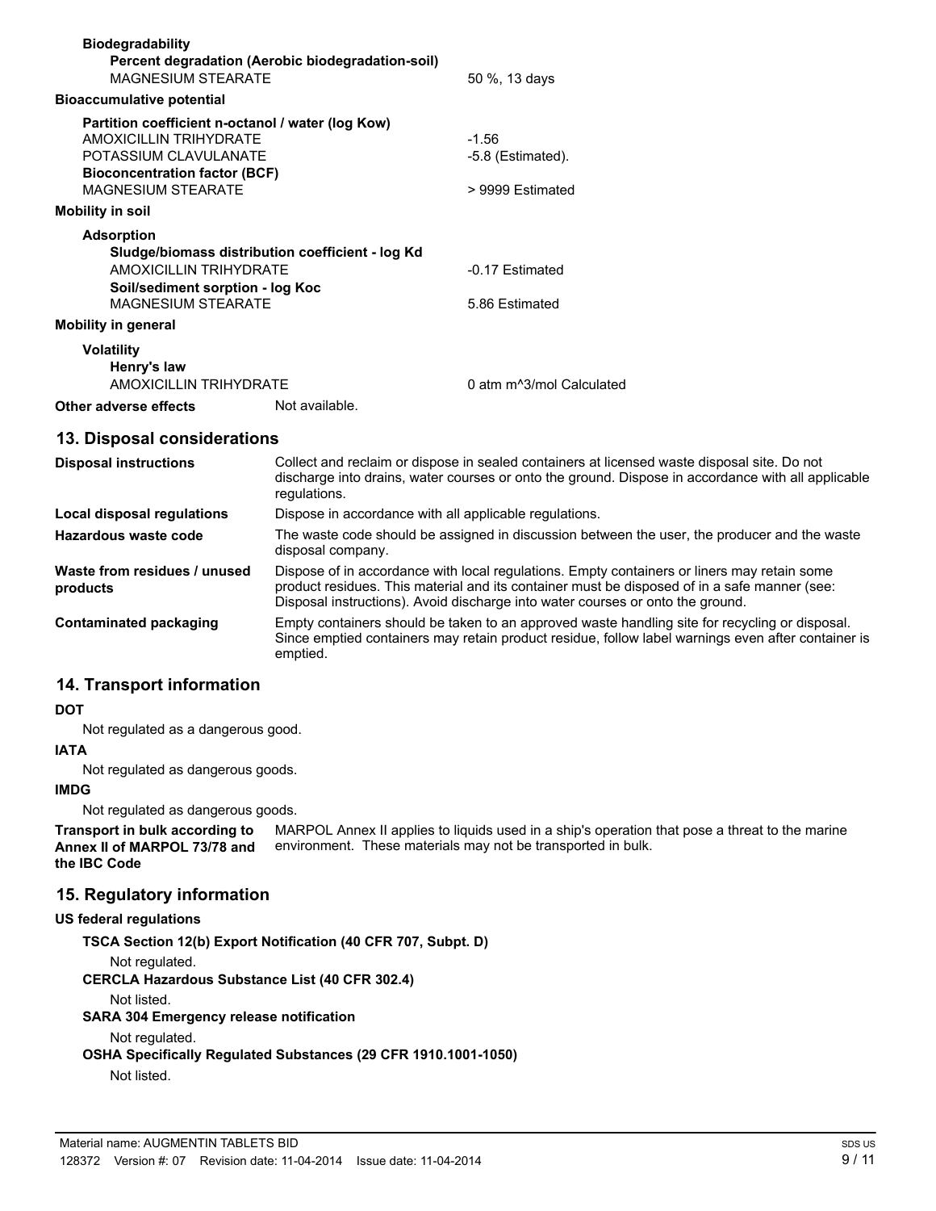**Biodegradability**

**Percent degradation (Aerobic biodegradation-soil)**

| | |
|---|---|
| MAGNESIUM STEARATE | 50 %, 13 days |

**Bioaccumulative potential**

**Partition coefficient n-octanol / water (log Kow)**

| | |
|---|---|
| AMOXICILLIN TRIHYDRATE | -1.56 |
| POTASSIUM CLAVULANATE | -5.8 (Estimated). |

**Bioconcentration factor (BCF)**

| | |
|---|---|
| MAGNESIUM STEARATE | > 9999 Estimated |

**Mobility in soil**

**Adsorption**

**Sludge/biomass distribution coefficient - log Kd**

| | |
|---|---|
| AMOXICILLIN TRIHYDRATE | -0.17 Estimated |

**Soil/sediment sorption - log Koc**

| | |
|---|---|
| MAGNESIUM STEARATE | 5.86 Estimated |

**Mobility in general**

**Volatility**

**Henry's law**

| | |
|---|---|
| AMOXICILLIN TRIHYDRATE | 0 atm $m^3$/mol Calculated |

**Other adverse effects** Not available.

## 13. Disposal considerations

| | |
|---|---|
| **Disposal instructions** | Collect and reclaim or dispose in sealed containers at licensed waste disposal site. Do not discharge into drains, water courses or onto the ground. Dispose in accordance with all applicable regulations. |
| **Local disposal regulations** | Dispose in accordance with all applicable regulations. |
| **Hazardous waste code** | The waste code should be assigned in discussion between the user, the producer and the waste disposal company. |
| **Waste from residues / unused products** | Dispose of in accordance with local regulations. Empty containers or liners may retain some product residues. This material and its container must be disposed of in a safe manner (see: Disposal instructions). Avoid discharge into water courses or onto the ground. |
| **Contaminated packaging** | Empty containers should be taken to an approved waste handling site for recycling or disposal. Since emptied containers may retain product residue, follow label warnings even after container is emptied. |

## 14. Transport information

**DOT**

Not regulated as a dangerous good.

**IATA**

Not regulated as dangerous goods.

**IMDG**

Not regulated as dangerous goods.

**Transport in bulk according to Annex II of MARPOL 73/78 and the IBC Code** MARPOL Annex II applies to liquids used in a ship's operation that pose a threat to the marine environment. These materials may not be transported in bulk.

## 15. Regulatory information

**US federal regulations**

**TSCA Section 12(b) Export Notification (40 CFR 707, Subpt. D)**

Not regulated.

**CERCLA Hazardous Substance List (40 CFR 302.4)**

Not listed.

**SARA 304 Emergency release notification**

Not regulated.

**OSHA Specifically Regulated Substances (29 CFR 1910.1001-1050)**

Not listed.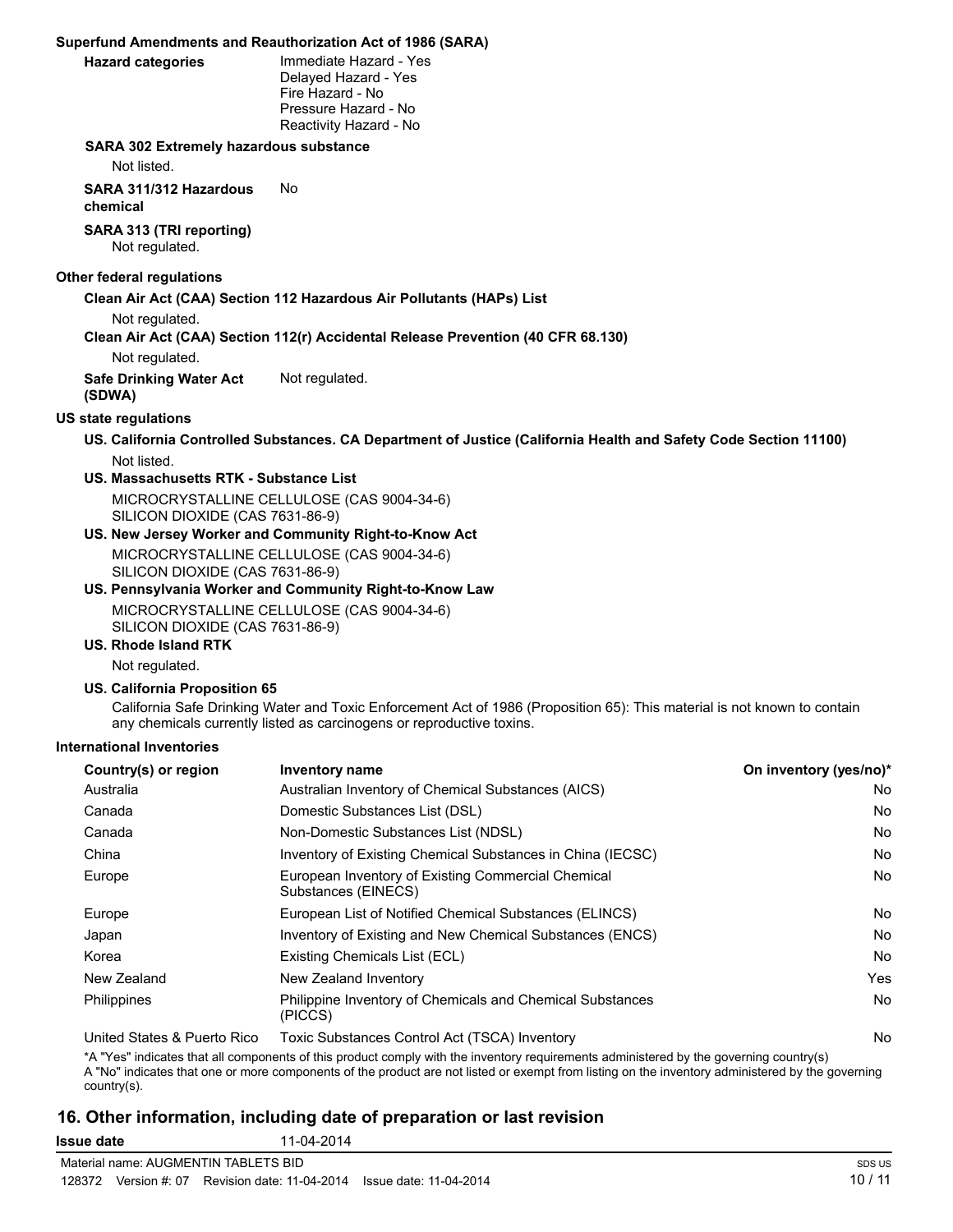**Superfund Amendments and Reauthorization Act of 1986 (SARA)**

**Hazard categories**

Immediate Hazard - Yes
Delayed Hazard - Yes
Fire Hazard - No
Pressure Hazard - No
Reactivity Hazard - No

**SARA 302 Extremely hazardous substance**

Not listed.

**SARA 311/312 Hazardous chemical** No

**SARA 313 (TRI reporting)**

Not regulated.

**Other federal regulations**

**Clean Air Act (CAA) Section 112 Hazardous Air Pollutants (HAPs) List**

Not regulated.

**Clean Air Act (CAA) Section 112(r) Accidental Release Prevention (40 CFR 68.130)**

Not regulated.

**Safe Drinking Water Act (SDWA)** Not regulated.

**US state regulations**

**US. California Controlled Substances. CA Department of Justice (California Health and Safety Code Section 11100)**

Not listed.

**US. Massachusetts RTK - Substance List**

MICROCRYSTALLINE CELLULOSE (CAS 9004-34-6)
SILICON DIOXIDE (CAS 7631-86-9)

**US. New Jersey Worker and Community Right-to-Know Act**

MICROCRYSTALLINE CELLULOSE (CAS 9004-34-6)
SILICON DIOXIDE (CAS 7631-86-9)

**US. Pennsylvania Worker and Community Right-to-Know Law**

MICROCRYSTALLINE CELLULOSE (CAS 9004-34-6)
SILICON DIOXIDE (CAS 7631-86-9)

**US. Rhode Island RTK**

Not regulated.

**US. California Proposition 65**

California Safe Drinking Water and Toxic Enforcement Act of 1986 (Proposition 65): This material is not known to contain any chemicals currently listed as carcinogens or reproductive toxins.

**International Inventories**

| Country(s) or region | Inventory name | On inventory (yes/no)* |
|---|---|---|
| Australia | Australian Inventory of Chemical Substances (AICS) | No |
| Canada | Domestic Substances List (DSL) | No |
| Canada | Non-Domestic Substances List (NDSL) | No |
| China | Inventory of Existing Chemical Substances in China (IECSC) | No |
| Europe | European Inventory of Existing Commercial Chemical Substances (EINECS) | No |
| Europe | European List of Notified Chemical Substances (ELINCS) | No |
| Japan | Inventory of Existing and New Chemical Substances (ENCS) | No |
| Korea | Existing Chemicals List (ECL) | No |
| New Zealand | New Zealand Inventory | Yes |
| Philippines | Philippine Inventory of Chemicals and Chemical Substances (PICCS) | No |
| United States & Puerto Rico | Toxic Substances Control Act (TSCA) Inventory | No |

*A "Yes" indicates that all components of this product comply with the inventory requirements administered by the governing country(s)
A "No" indicates that one or more components of the product are not listed or exempt from listing on the inventory administered by the governing country(s).

## 16. Other information, including date of preparation or last revision

**Issue date** 11-04-2014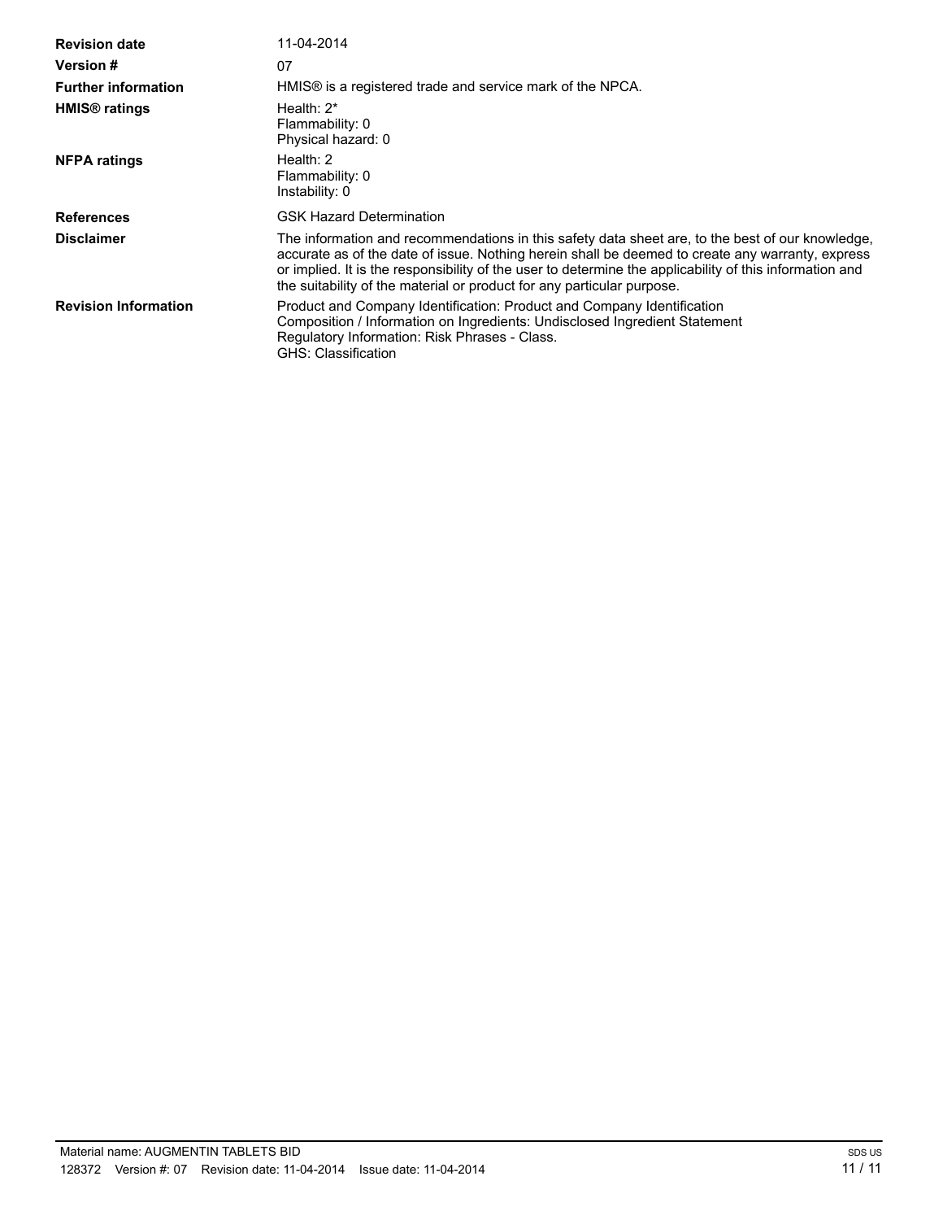**Revision date** 11-04-2014

**Version #** 07

**Further information** HMIS® is a registered trade and service mark of the NPCA.

**HMIS® ratings**
Health: 2*
Flammability: 0
Physical hazard: 0

**NFPA ratings**
Health: 2
Flammability: 0
Instability: 0

**References** GSK Hazard Determination

**Disclaimer** The information and recommendations in this safety data sheet are, to the best of our knowledge, accurate as of the date of issue. Nothing herein shall be deemed to create any warranty, express or implied. It is the responsibility of the user to determine the applicability of this information and the suitability of the material or product for any particular purpose.

**Revision Information**
Product and Company Identification: Product and Company Identification
Composition / Information on Ingredients: Undisclosed Ingredient Statement
Regulatory Information: Risk Phrases - Class.
GHS: Classification